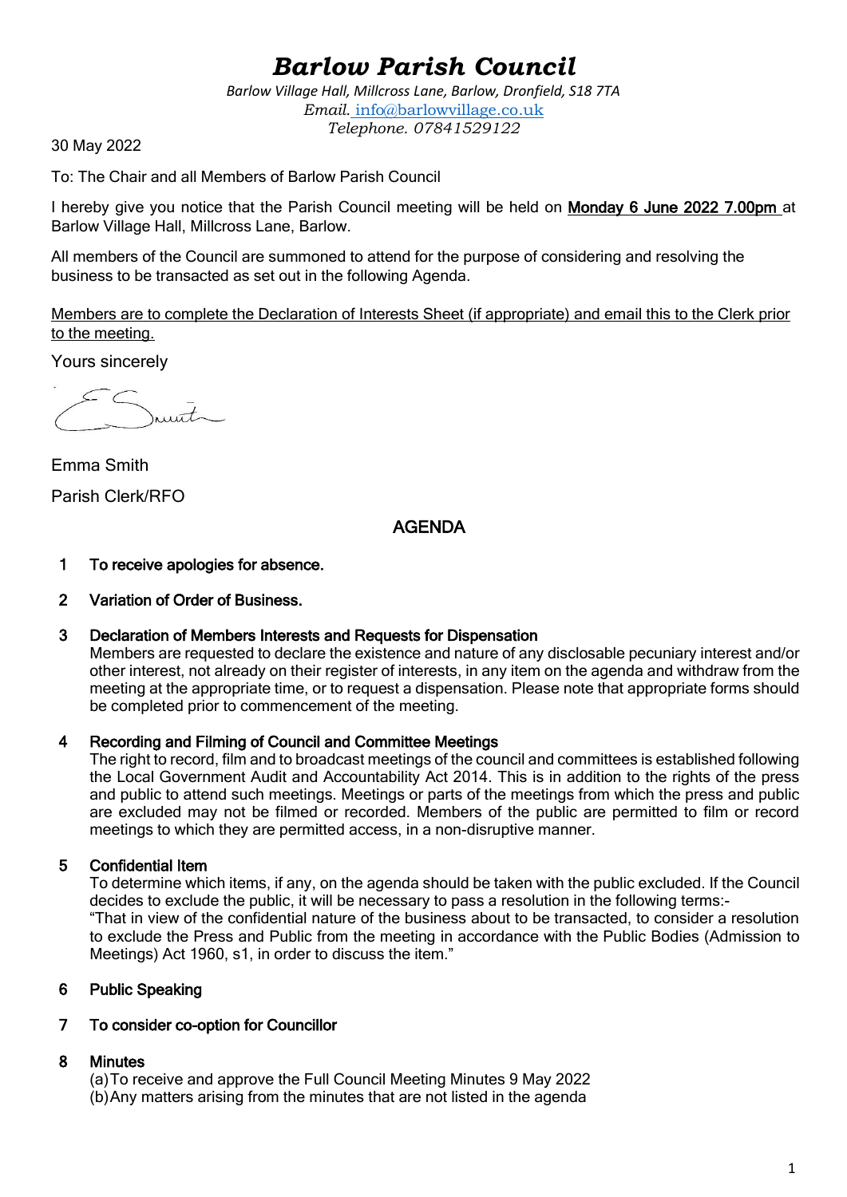# *Barlow Parish Council*

*Barlow Village Hall, Millcross Lane, Barlow, Dronfield, S18 7TA*
*Email.* info@barlowvillage.co.uk
*Telephone. 07841529122*

30 May 2022

To: The Chair and all Members of Barlow Parish Council

I hereby give you notice that the Parish Council meeting will be held on **Monday 6 June 2022 7.00pm** at Barlow Village Hall, Millcross Lane, Barlow.

All members of the Council are summoned to attend for the purpose of considering and resolving the business to be transacted as set out in the following Agenda.

Members are to complete the Declaration of Interests Sheet (if appropriate) and email this to the Clerk prior to the meeting.

Yours sincerely

Emma Smith

Parish Clerk/RFO

## AGENDA

1. **To receive apologies for absence.**

2. **Variation of Order of Business.**

3. **Declaration of Members Interests and Requests for Dispensation**
   Members are requested to declare the existence and nature of any disclosable pecuniary interest and/or other interest, not already on their register of interests, in any item on the agenda and withdraw from the meeting at the appropriate time, or to request a dispensation. Please note that appropriate forms should be completed prior to commencement of the meeting.

4. **Recording and Filming of Council and Committee Meetings**
   The right to record, film and to broadcast meetings of the council and committees is established following the Local Government Audit and Accountability Act 2014. This is in addition to the rights of the press and public to attend such meetings. Meetings or parts of the meetings from which the press and public are excluded may not be filmed or recorded. Members of the public are permitted to film or record meetings to which they are permitted access, in a non-disruptive manner.

5. **Confidential Item**
   To determine which items, if any, on the agenda should be taken with the public excluded. If the Council decides to exclude the public, it will be necessary to pass a resolution in the following terms:-
   "That in view of the confidential nature of the business about to be transacted, to consider a resolution to exclude the Press and Public from the meeting in accordance with the Public Bodies (Admission to Meetings) Act 1960, s1, in order to discuss the item."

6. **Public Speaking**

7. **To consider co-option for Councillor**

8. **Minutes**
   (a) To receive and approve the Full Council Meeting Minutes 9 May 2022
   (b) Any matters arising from the minutes that are not listed in the agenda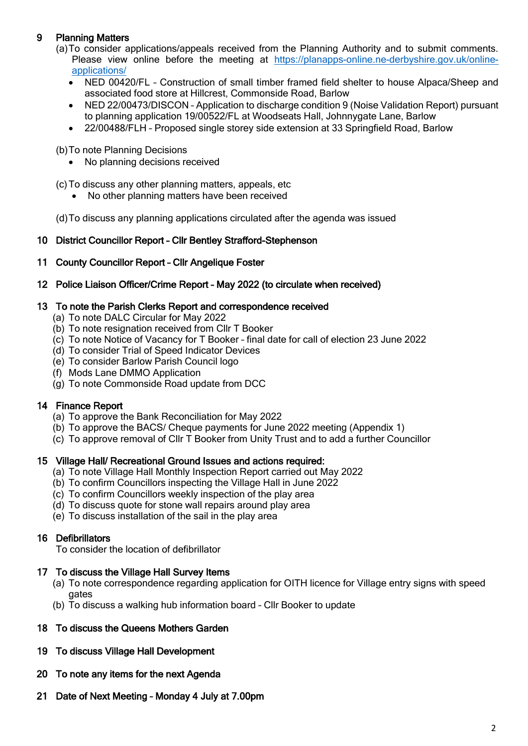## 9 Planning Matters

(a) To consider applications/appeals received from the Planning Authority and to submit comments. Please view online before the meeting at https://planapps-online.ne-derbyshire.gov.uk/online-applications/

- NED 00420/FL – Construction of small timber framed field shelter to house Alpaca/Sheep and associated food store at Hillcrest, Commonside Road, Barlow
- NED 22/00473/DISCON – Application to discharge condition 9 (Noise Validation Report) pursuant to planning application 19/00522/FL at Woodseats Hall, Johnnygate Lane, Barlow
- 22/00488/FLH – Proposed single storey side extension at 33 Springfield Road, Barlow

(b) To note Planning Decisions

- No planning decisions received

(c) To discuss any other planning matters, appeals, etc

- No other planning matters have been received

(d) To discuss any planning applications circulated after the agenda was issued

## 10 District Councillor Report – Cllr Bentley Strafford-Stephenson

## 11 County Councillor Report – Cllr Angelique Foster

## 12 Police Liaison Officer/Crime Report – May 2022 (to circulate when received)

## 13 To note the Parish Clerks Report and correspondence received

(a) To note DALC Circular for May 2022
(b) To note resignation received from Cllr T Booker
(c) To note Notice of Vacancy for T Booker – final date for call of election 23 June 2022
(d) To consider Trial of Speed Indicator Devices
(e) To consider Barlow Parish Council logo
(f) Mods Lane DMMO Application
(g) To note Commonside Road update from DCC

## 14 Finance Report

(a) To approve the Bank Reconciliation for May 2022
(b) To approve the BACS/ Cheque payments for June 2022 meeting (Appendix 1)
(c) To approve removal of Cllr T Booker from Unity Trust and to add a further Councillor

## 15 Village Hall/ Recreational Ground Issues and actions required:

(a) To note Village Hall Monthly Inspection Report carried out May 2022
(b) To confirm Councillors inspecting the Village Hall in June 2022
(c) To confirm Councillors weekly inspection of the play area
(d) To discuss quote for stone wall repairs around play area
(e) To discuss installation of the sail in the play area

## 16 Defibrillators

To consider the location of defibrillator

## 17 To discuss the Village Hall Survey Items

(a) To note correspondence regarding application for OITH licence for Village entry signs with speed gates
(b) To discuss a walking hub information board – Cllr Booker to update

## 18 To discuss the Queens Mothers Garden

## 19 To discuss Village Hall Development

## 20 To note any items for the next Agenda

## 21 Date of Next Meeting – Monday 4 July at 7.00pm